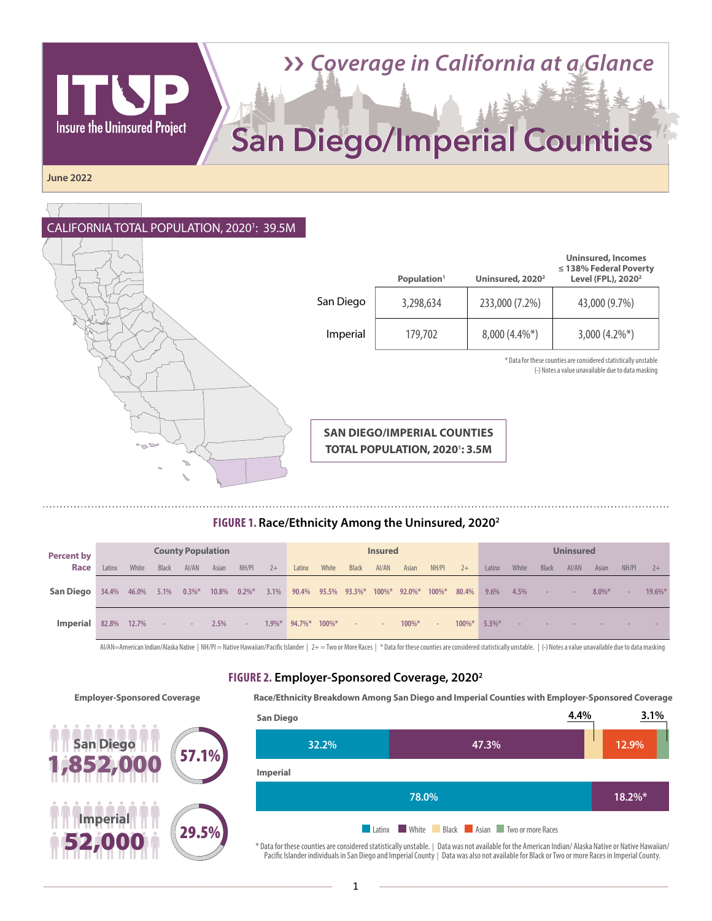# Coverage in California at a Glance

# San Diego/Imperial Counties

ITUP – Insure the Uninsured Project

June 2022

## CALIFORNIA TOTAL POPULATION, 2020[1]: 39.5M

| | Population[1] | Uninsured, 2020[2] | Uninsured, Incomes ≤ 138% Federal Poverty Level (FPL), 2020[2] |
|---|---|---|---|
| San Diego | 3,298,634 | 233,000 (7.2%) | 43,000 (9.7%) |
| Imperial | 179,702 | 8,000 (4.4%*) | 3,000 (4.2%*) |

\* Data for these counties are considered statistically unstable
(-) Notes a value unavailable due to data masking

**SAN DIEGO/IMPERIAL COUNTIES TOTAL POPULATION, 2020[1]: 3.5M**

### FIGURE 1. Race/Ethnicity Among the Uninsured, 2020[2]

| Percent by Race | County Population | | | | | | | Insured | | | | | | | Uninsured | | | | | | |
|---|---|---|---|---|---|---|---|---|---|---|---|---|---|---|---|---|---|---|---|---|---|
| | Latinx | White | Black | AI/AN | Asian | NH/PI | 2+ | Latinx | White | Black | AI/AN | Asian | NH/PI | 2+ | Latinx | White | Black | AI/AN | Asian | NH/PI | 2+ |
| San Diego | 34.4% | 46.0% | 5.1% | 0.3%* | 10.8% | 0.2%* | 3.1% | 90.4% | 95.5% | 93.3%* | 100%* | 92.0%* | 100%* | 80.4% | 9.6% | 4.5% | - | - | 8.0%* | - | 19.6%* |
| Imperial | 82.8% | 12.7% | - | - | 2.5% | - | 1.9%* | 94.7%* | 100%* | - | - | 100%* | - | 100%* | 5.3%* | - | - | - | - | - | - |

AI/AN=American Indian/Alaska Native | NH/PI = Native Hawaiian/Pacific Islander | 2+ = Two or More Races | * Data for these counties are considered statistically unstable. | (-) Notes a value unavailable due to data masking

### FIGURE 2. Employer-Sponsored Coverage, 2020[2]

**Employer-Sponsored Coverage**

- San Diego: 1,852,000 (57.1%)
- Imperial: 52,000 (29.5%)

**Race/Ethnicity Breakdown Among San Diego and Imperial Counties with Employer-Sponsored Coverage**

| County | Latinx | White | Black | Asian | Two or more Races |
|---|---|---|---|---|---|
| San Diego | 32.2% | 47.3% | 4.4% | 12.9% | 3.1% |
| Imperial | 78.0% | 18.2%* | | | |

\* Data for these counties are considered statistically unstable. | Data was not available for the American Indian/ Alaska Native or Native Hawaiian/ Pacific Islander individuals in San Diego and Imperial County | Data was also not available for Black or Two or more Races in Imperial County.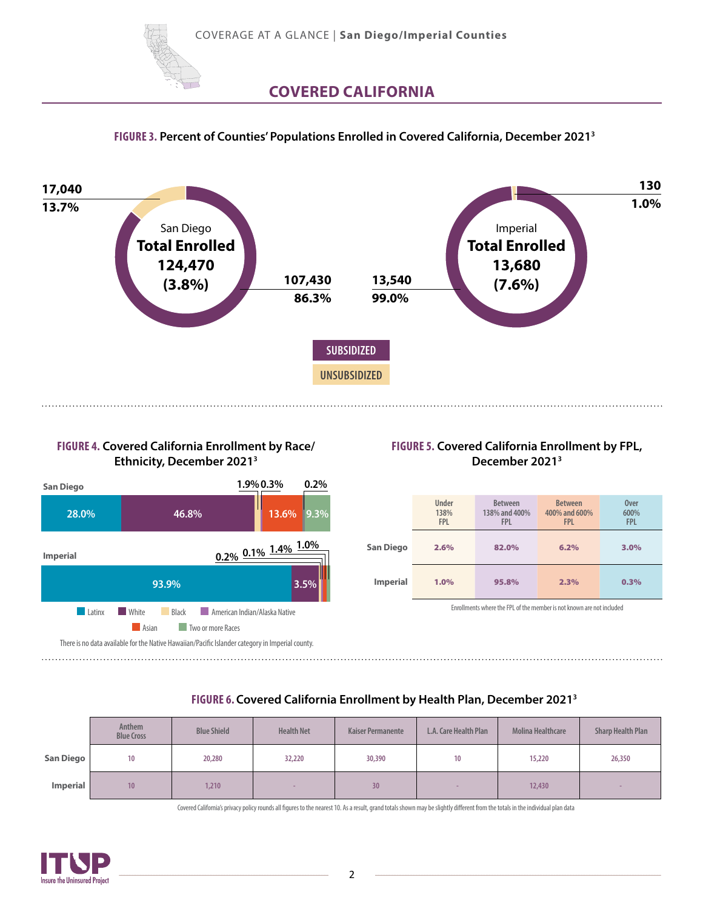## COVERED CALIFORNIA

### FIGURE 3. Percent of Counties' Populations Enrolled in Covered California, December 2021[3]

**San Diego** — Total Enrolled 124,470 (3.8%)

- Subsidized: 107,430 (86.3%)
- Unsubsidized: 17,040 (13.7%)

**Imperial** — Total Enrolled 13,680 (7.6%)

- Subsidized: 13,540 (99.0%)
- Unsubsidized: 130 (1.0%)

### FIGURE 4. Covered California Enrollment by Race/Ethnicity, December 2021[3]

| | Latinx | White | Black | American Indian/Alaska Native | Asian | Two or more Races |
|---|---|---|---|---|---|---|
| San Diego | 28.0% | 46.8% | 1.9% | 0.3% | 13.6% | 9.3% |
| Imperial | 93.9% | 3.5% | 0.2% | 0.1% | 1.4% | 1.0% |

San Diego also shows 0.2% (Native Hawaiian/Pacific Islander).

There is no data available for the Native Hawaiian/Pacific Islander category in Imperial county.

### FIGURE 5. Covered California Enrollment by FPL, December 2021[3]

| | Under 138% FPL | Between 138% and 400% FPL | Between 400% and 600% FPL | Over 600% FPL |
|---|---|---|---|---|
| San Diego | 2.6% | 82.0% | 6.2% | 3.0% |
| Imperial | 1.0% | 95.8% | 2.3% | 0.3% |

Enrollments where the FPL of the member is not known are not included

### FIGURE 6. Covered California Enrollment by Health Plan, December 2021[3]

| | Anthem Blue Cross | Blue Shield | Health Net | Kaiser Permanente | L.A. Care Health Plan | Molina Healthcare | Sharp Health Plan |
|---|---|---|---|---|---|---|---|
| San Diego | 10 | 20,280 | 32,220 | 30,390 | 10 | 15,220 | 26,350 |
| Imperial | 10 | 1,210 | - | 30 | - | 12,430 | - |

Covered California's privacy policy rounds all figures to the nearest 10. As a result, grand totals shown may be slightly different from the totals in the individual plan data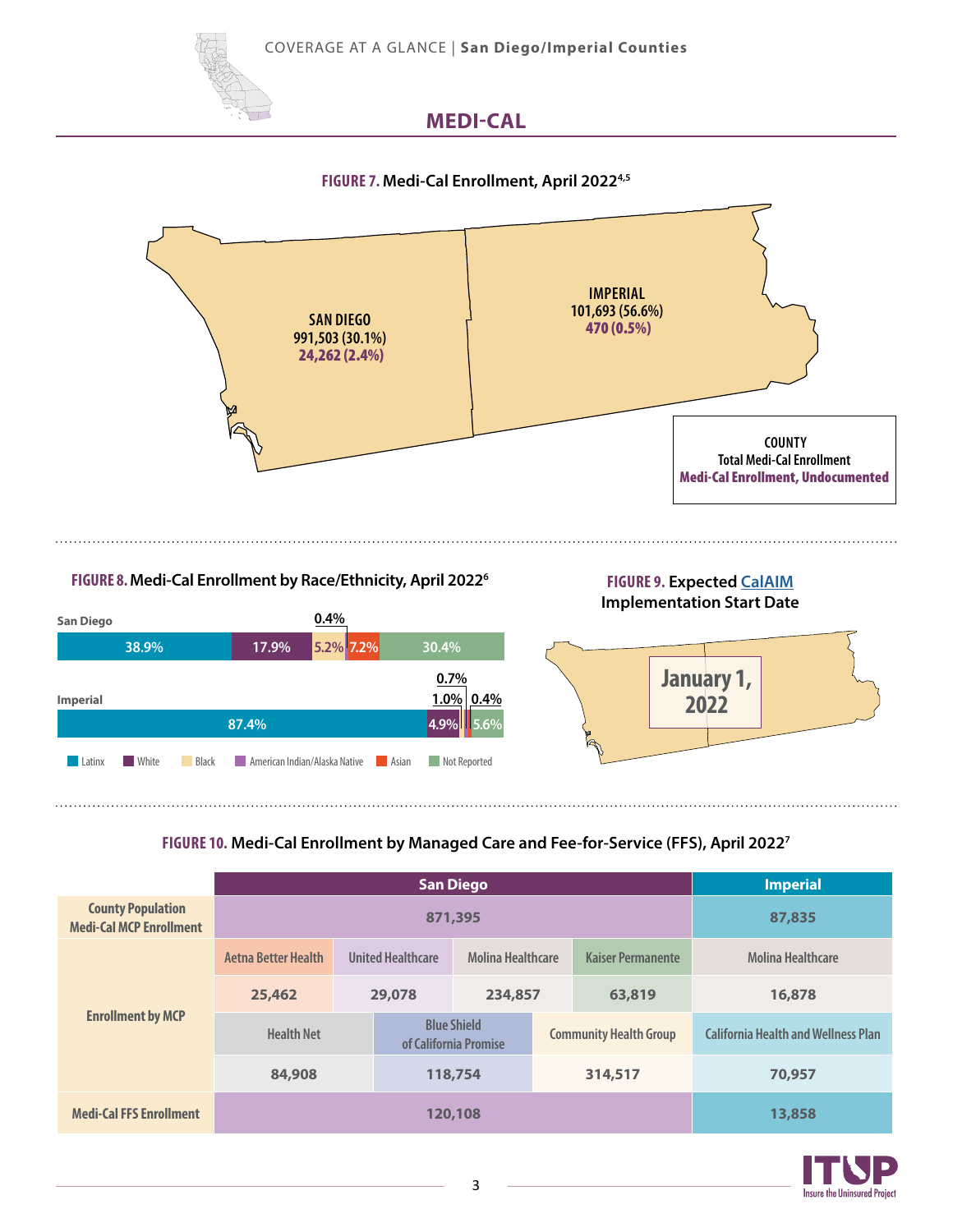COVERAGE AT A GLANCE | **San Diego/Imperial Counties**

# MEDI-CAL

**FIGURE 7. Medi-Cal Enrollment, April 2022**[4,5]

| County | Total Medi-Cal Enrollment | Medi-Cal Enrollment, Undocumented |
|---|---|---|
| SAN DIEGO | 991,503 (30.1%) | 24,262 (2.4%) |
| IMPERIAL | 101,693 (56.6%) | 470 (0.5%) |

**FIGURE 8. Medi-Cal Enrollment by Race/Ethnicity, April 2022**[6]

| County | Latinx | White | Black | American Indian/Alaska Native | Asian | Not Reported |
|---|---|---|---|---|---|---|
| San Diego | 38.9% | 17.9% | 5.2% | 0.4% | 7.2% | 30.4% |
| Imperial | 87.4% | 4.9% | 1.0% | 0.7% | 0.4% | 5.6% |

**FIGURE 9. Expected CalAIM Implementation Start Date**

January 1, 2022

**FIGURE 10. Medi-Cal Enrollment by Managed Care and Fee-for-Service (FFS), April 2022**[7]

| | San Diego | | | | Imperial |
|---|---|---|---|---|---|
| County Population Medi-Cal MCP Enrollment | 871,395 | | | | 87,835 |
| Enrollment by MCP | Aetna Better Health | United Healthcare | Molina Healthcare | Kaiser Permanente | Molina Healthcare |
| | 25,462 | 29,078 | 234,857 | 63,819 | 16,878 |
| | Health Net | Blue Shield of California Promise | Community Health Group | | California Health and Wellness Plan |
| | 84,908 | 118,754 | 314,517 | | 70,957 |
| Medi-Cal FFS Enrollment | 120,108 | | | | 13,858 |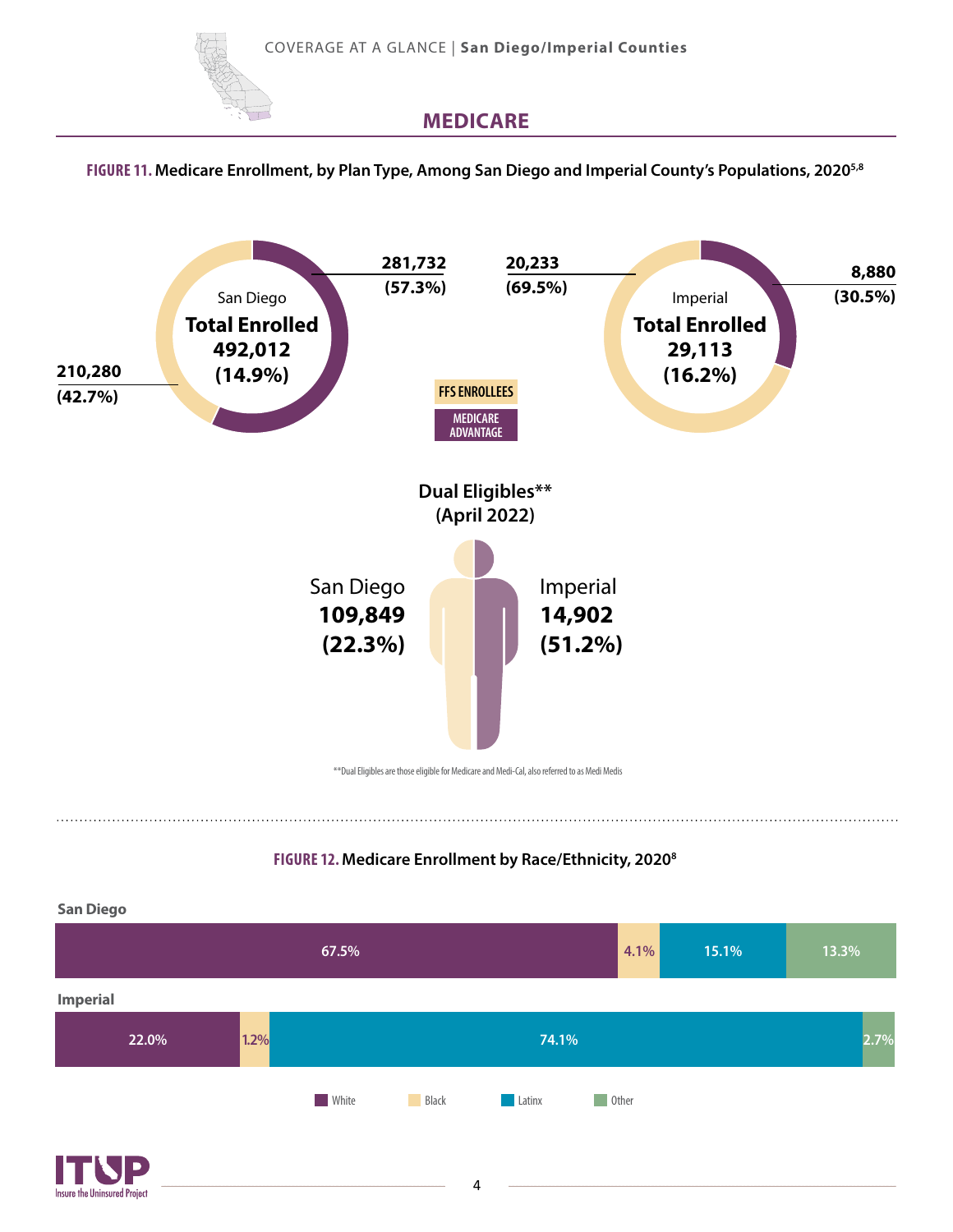## MEDICARE

**FIGURE 11.** Medicare Enrollment, by Plan Type, Among San Diego and Imperial County's Populations, 2020[5,8]

| | San Diego | Imperial |
|---|---|---|
| Total Enrolled | 492,012 (14.9%) | 29,113 (16.2%) |
| FFS Enrollees | 210,280 (42.7%) | 20,233 (69.5%) |
| Medicare Advantage | 281,732 (57.3%) | 8,880 (30.5%) |

**Dual Eligibles\*\* (April 2022)**

| San Diego | Imperial |
|---|---|
| 109,849 (22.3%) | 14,902 (51.2%) |

\*\*Dual Eligibles are those eligible for Medicare and Medi-Cal, also referred to as Medi Medis

**FIGURE 12.** Medicare Enrollment by Race/Ethnicity, 2020[8]

| | White | Black | Latinx | Other |
|---|---|---|---|---|
| San Diego | 67.5% | 4.1% | 15.1% | 13.3% |
| Imperial | 22.0% | 1.2% | 74.1% | 2.7% |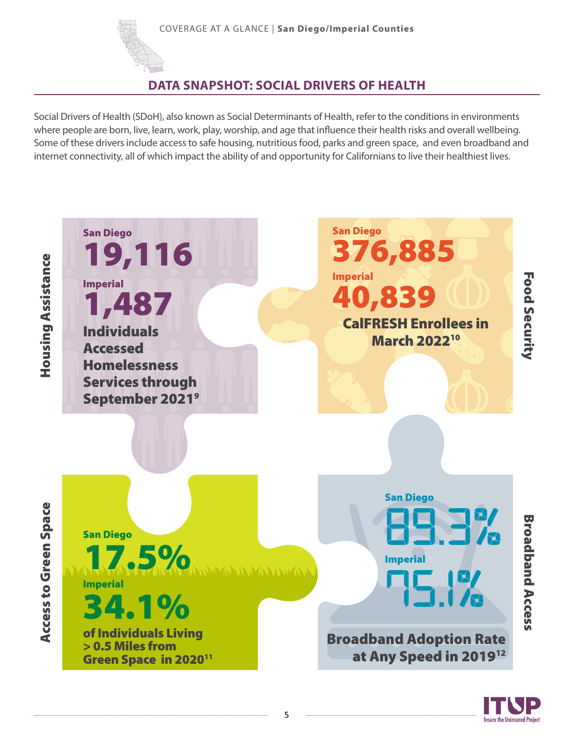## DATA SNAPSHOT: SOCIAL DRIVERS OF HEALTH

Social Drivers of Health (SDoH), also known as Social Determinants of Health, refer to the conditions in environments where people are born, live, learn, work, play, worship, and age that influence their health risks and overall wellbeing. Some of these drivers include access to safe housing, nutritious food, parks and green space, and even broadband and internet connectivity, all of which impact the ability of and opportunity for Californians to live their healthiest lives.

### Housing Assistance

San Diego
**19,116**

Imperial
**1,487**

**Individuals Accessed Homelessness Services through September 2021**[9]

### Food Security

San Diego
**376,885**

Imperial
**40,839**

**CalFRESH Enrollees in March 2022**[10]

### Access to Green Space

San Diego
**17.5%**

Imperial
**34.1%**

**of Individuals Living > 0.5 Miles from Green Space in 2020**[11]

### Broadband Access

San Diego
**89.3%**

Imperial
**75.1%**

**Broadband Adoption Rate at Any Speed in 2019**[12]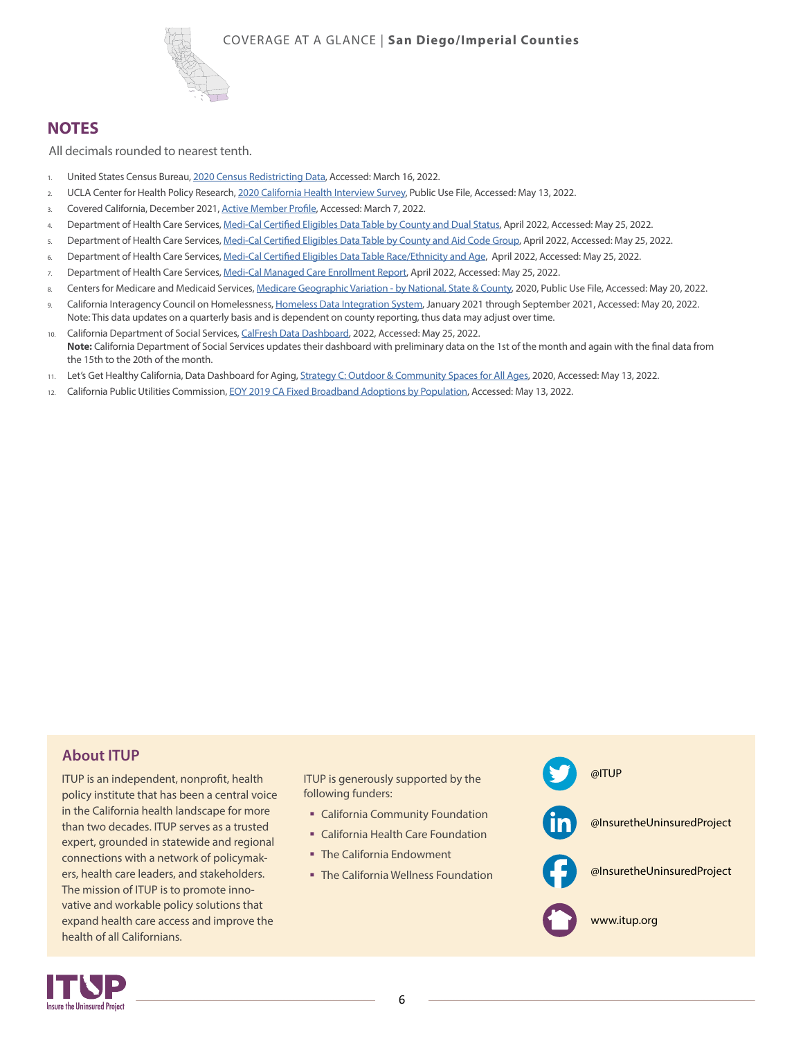# NOTES

All decimals rounded to nearest tenth.

1. United States Census Bureau, 2020 Census Redistricting Data, Accessed: March 16, 2022.
2. UCLA Center for Health Policy Research, 2020 California Health Interview Survey, Public Use File, Accessed: May 13, 2022.
3. Covered California, December 2021, Active Member Profile, Accessed: March 7, 2022.
4. Department of Health Care Services, Medi-Cal Certified Eligibles Data Table by County and Dual Status, April 2022, Accessed: May 25, 2022.
5. Department of Health Care Services, Medi-Cal Certified Eligibles Data Table by County and Aid Code Group, April 2022, Accessed: May 25, 2022.
6. Department of Health Care Services, Medi-Cal Certified Eligibles Data Table Race/Ethnicity and Age, April 2022, Accessed: May 25, 2022.
7. Department of Health Care Services, Medi-Cal Managed Care Enrollment Report, April 2022, Accessed: May 25, 2022.
8. Centers for Medicare and Medicaid Services, Medicare Geographic Variation - by National, State & County, 2020, Public Use File, Accessed: May 20, 2022.
9. California Interagency Council on Homelessness, Homeless Data Integration System, January 2021 through September 2021, Accessed: May 20, 2022. Note: This data updates on a quarterly basis and is dependent on county reporting, thus data may adjust over time.
10. California Department of Social Services, CalFresh Data Dashboard, 2022, Accessed: May 25, 2022. **Note:** California Department of Social Services updates their dashboard with preliminary data on the 1st of the month and again with the final data from the 15th to the 20th of the month.
11. Let's Get Healthy California, Data Dashboard for Aging, Strategy C: Outdoor & Community Spaces for All Ages, 2020, Accessed: May 13, 2022.
12. California Public Utilities Commission, EOY 2019 CA Fixed Broadband Adoptions by Population, Accessed: May 13, 2022.

## About ITUP

ITUP is an independent, nonprofit, health policy institute that has been a central voice in the California health landscape for more than two decades. ITUP serves as a trusted expert, grounded in statewide and regional connections with a network of policymakers, health care leaders, and stakeholders. The mission of ITUP is to promote innovative and workable policy solutions that expand health care access and improve the health of all Californians.

ITUP is generously supported by the following funders:

- California Community Foundation
- California Health Care Foundation
- The California Endowment
- The California Wellness Foundation

@ITUP

@InsuretheUninsuredProject

@InsuretheUninsuredProject

www.itup.org